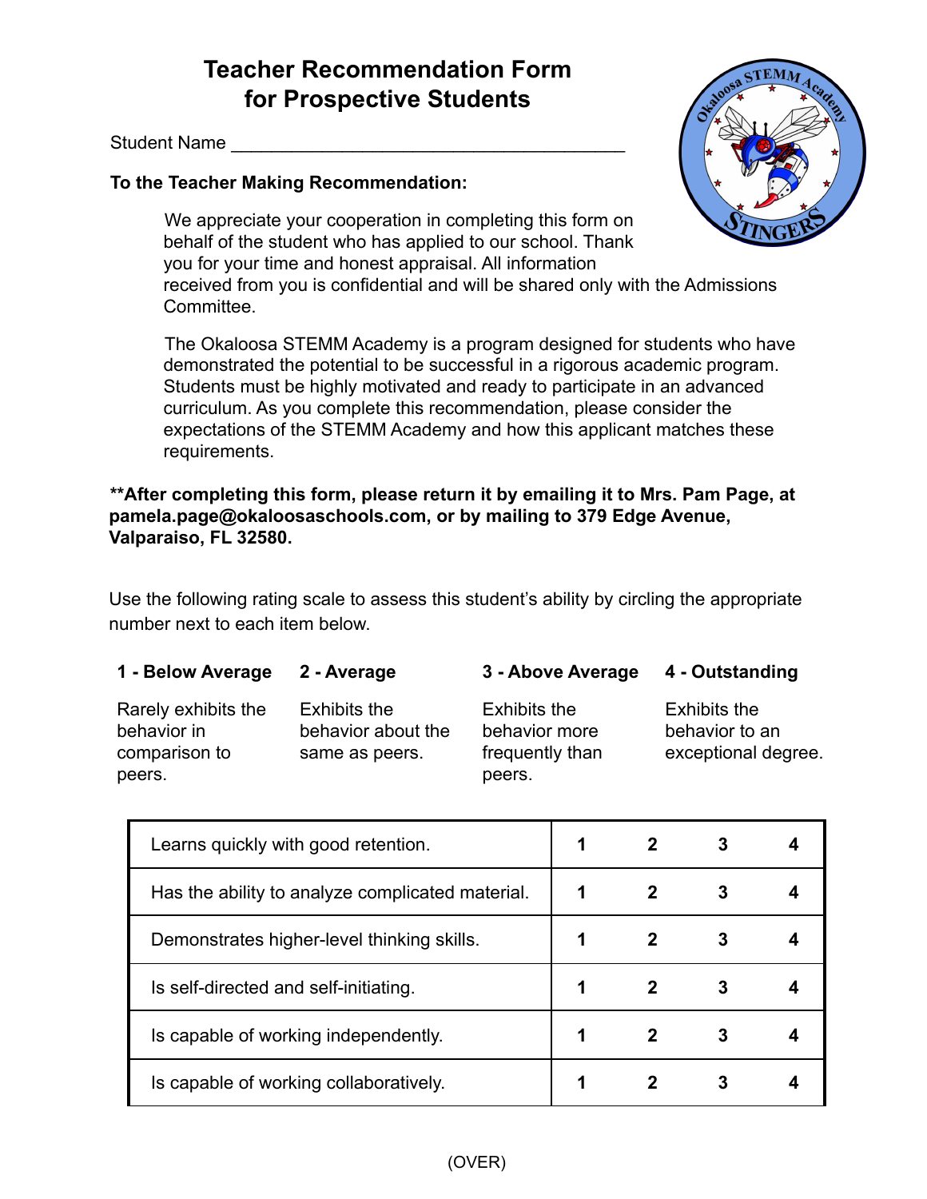# Teacher Recommendation Form for Prospective Students

Student Name ________________________________________

**To the Teacher Making Recommendation:**

We appreciate your cooperation in completing this form on behalf of the student who has applied to our school. Thank you for your time and honest appraisal. All information received from you is confidential and will be shared only with the Admissions Committee.

The Okaloosa STEMM Academy is a program designed for students who have demonstrated the potential to be successful in a rigorous academic program. Students must be highly motivated and ready to participate in an advanced curriculum. As you complete this recommendation, please consider the expectations of the STEMM Academy and how this applicant matches these requirements.

**After completing this form, please return it by emailing it to Mrs. Pam Page, at pamela.page@okaloosaschools.com, or by mailing to 379 Edge Avenue, Valparaiso, FL 32580.**

Use the following rating scale to assess this student's ability by circling the appropriate number next to each item below.

| 1 - Below Average | 2 - Average | 3 - Above Average | 4 - Outstanding |
|---|---|---|---|
| Rarely exhibits the behavior in comparison to peers. | Exhibits the behavior about the same as peers. | Exhibits the behavior more frequently than peers. | Exhibits the behavior to an exceptional degree. |

| Item | | | | |
|---|---|---|---|---|
| Learns quickly with good retention. | 1 | 2 | 3 | 4 |
| Has the ability to analyze complicated material. | 1 | 2 | 3 | 4 |
| Demonstrates higher-level thinking skills. | 1 | 2 | 3 | 4 |
| Is self-directed and self-initiating. | 1 | 2 | 3 | 4 |
| Is capable of working independently. | 1 | 2 | 3 | 4 |
| Is capable of working collaboratively. | 1 | 2 | 3 | 4 |

(OVER)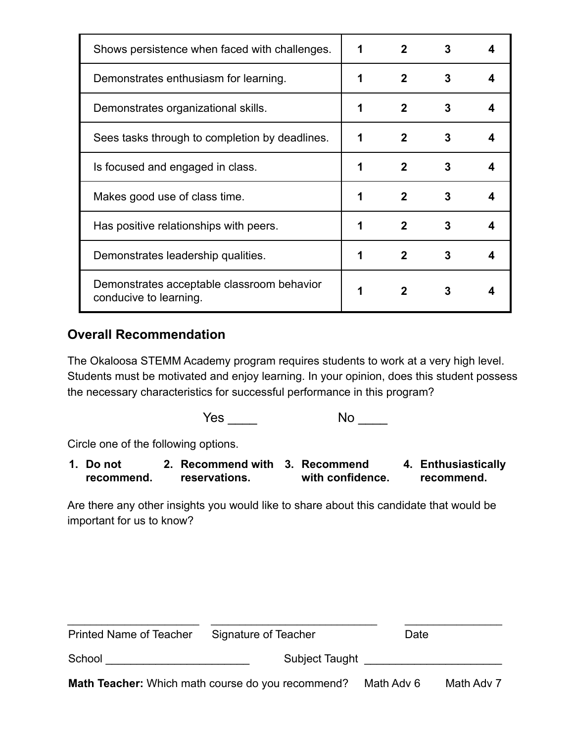| | | | | |
|---|---|---|---|---|
| Shows persistence when faced with challenges. | **1** | **2** | **3** | **4** |
| Demonstrates enthusiasm for learning. | **1** | **2** | **3** | **4** |
| Demonstrates organizational skills. | **1** | **2** | **3** | **4** |
| Sees tasks through to completion by deadlines. | **1** | **2** | **3** | **4** |
| Is focused and engaged in class. | **1** | **2** | **3** | **4** |
| Makes good use of class time. | **1** | **2** | **3** | **4** |
| Has positive relationships with peers. | **1** | **2** | **3** | **4** |
| Demonstrates leadership qualities. | **1** | **2** | **3** | **4** |
| Demonstrates acceptable classroom behavior conducive to learning. | **1** | **2** | **3** | **4** |

## Overall Recommendation

The Okaloosa STEMM Academy program requires students to work at a very high level. Students must be motivated and enjoy learning. In your opinion, does this student possess the necessary characteristics for successful performance in this program?

Yes ____ No ____

Circle one of the following options.

1. **Do not recommend.**
2. **Recommend with reservations.**
3. **Recommend with confidence.**
4. **Enthusiastically recommend.**

Are there any other insights you would like to share about this candidate that would be important for us to know?

_____________________ ___________________________ ________________

Printed Name of Teacher Signature of Teacher Date

School _______________________ Subject Taught ______________________

**Math Teacher:** Which math course do you recommend? Math Adv 6 Math Adv 7